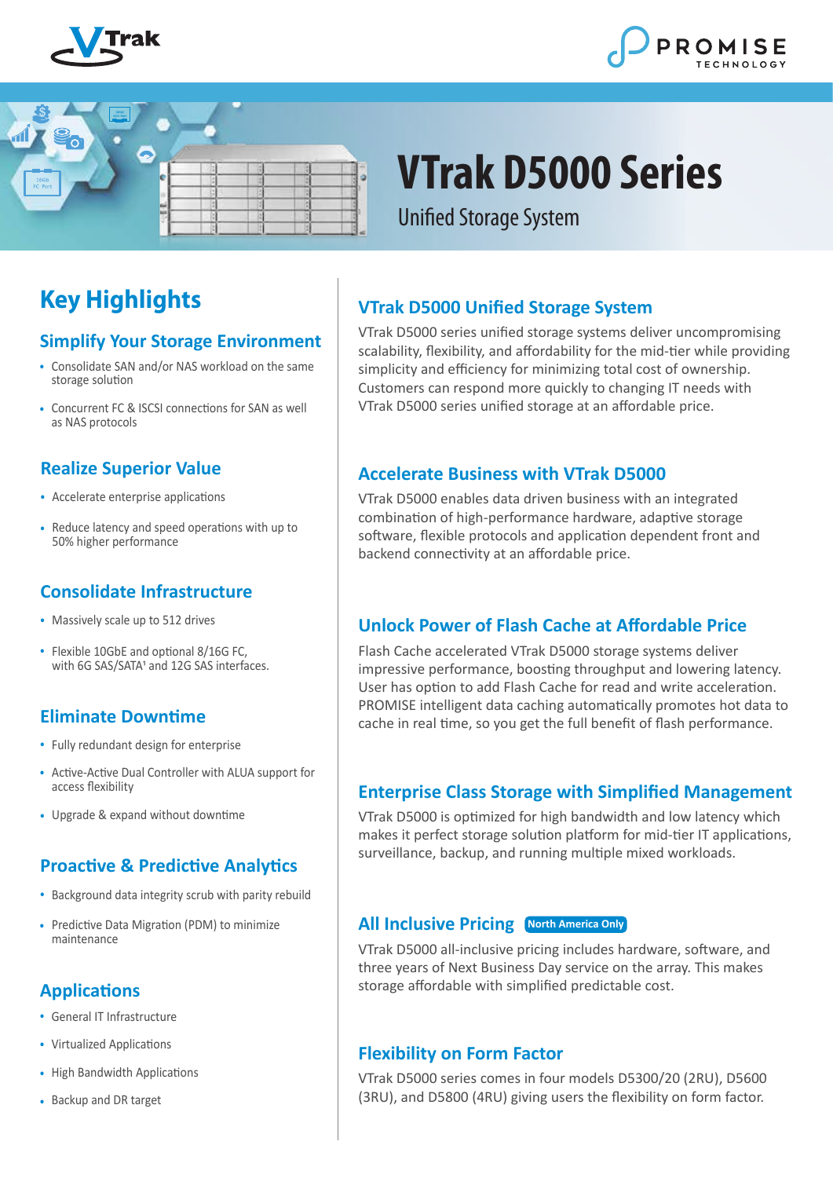# VTrak D5000 Series

Unified Storage System

## Key Highlights

### Simplify Your Storage Environment

- Consolidate SAN and/or NAS workload on the same storage solution
- Concurrent FC & ISCSI connections for SAN as well as NAS protocols

### Realize Superior Value

- Accelerate enterprise applications
- Reduce latency and speed operations with up to 50% higher performance

### Consolidate Infrastructure

- Massively scale up to 512 drives
- Flexible 10GbE and optional 8/16G FC, with 6G SAS/SATA[1] and 12G SAS interfaces.

### Eliminate Downtime

- Fully redundant design for enterprise
- Active-Active Dual Controller with ALUA support for access flexibility
- Upgrade & expand without downtime

### Proactive & Predictive Analytics

- Background data integrity scrub with parity rebuild
- Predictive Data Migration (PDM) to minimize maintenance

### Applications

- General IT Infrastructure
- Virtualized Applications
- High Bandwidth Applications
- Backup and DR target

## VTrak D5000 Unified Storage System

VTrak D5000 series unified storage systems deliver uncompromising scalability, flexibility, and affordability for the mid-tier while providing simplicity and efficiency for minimizing total cost of ownership. Customers can respond more quickly to changing IT needs with VTrak D5000 series unified storage at an affordable price.

## Accelerate Business with VTrak D5000

VTrak D5000 enables data driven business with an integrated combination of high-performance hardware, adaptive storage software, flexible protocols and application dependent front and backend connectivity at an affordable price.

## Unlock Power of Flash Cache at Affordable Price

Flash Cache accelerated VTrak D5000 storage systems deliver impressive performance, boosting throughput and lowering latency. User has option to add Flash Cache for read and write acceleration. PROMISE intelligent data caching automatically promotes hot data to cache in real time, so you get the full benefit of flash performance.

## Enterprise Class Storage with Simplified Management

VTrak D5000 is optimized for high bandwidth and low latency which makes it perfect storage solution platform for mid-tier IT applications, surveillance, backup, and running multiple mixed workloads.

## All Inclusive Pricing (North America Only)

VTrak D5000 all-inclusive pricing includes hardware, software, and three years of Next Business Day service on the array. This makes storage affordable with simplified predictable cost.

## Flexibility on Form Factor

VTrak D5000 series comes in four models D5300/20 (2RU), D5600 (3RU), and D5800 (4RU) giving users the flexibility on form factor.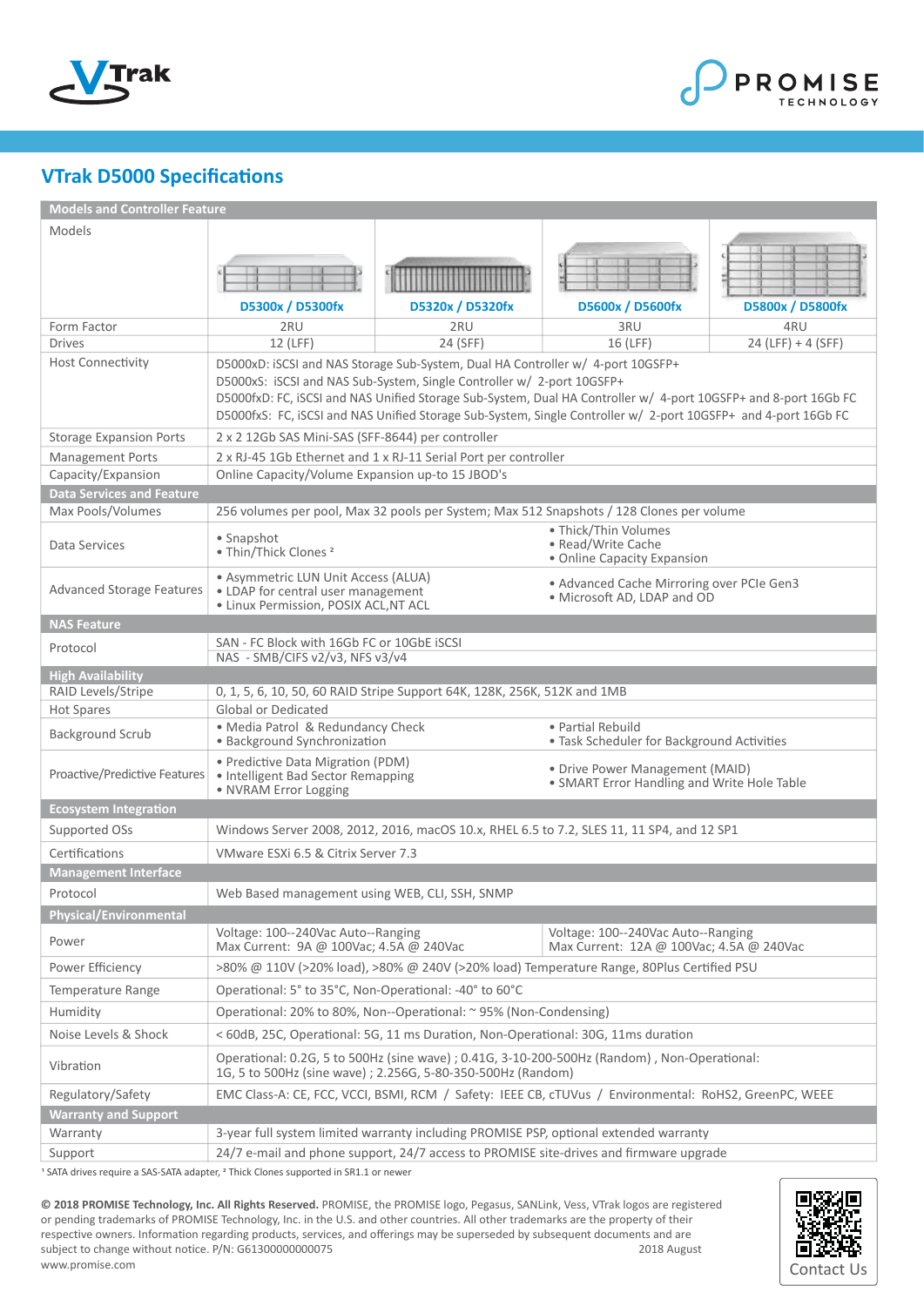# VTrak D5000 Specifications

| | | | | |
|---|---|---|---|---|
| **Models and Controller Feature** | | | | |
| Models | D5300x / D5300fx | D5320x / D5320fx | D5600x / D5600fx | D5800x / D5800fx |
| Form Factor | 2RU | 2RU | 3RU | 4RU |
| Drives | 12 (LFF) | 24 (SFF) | 16 (LFF) | 24 (LFF) + 4 (SFF) |
| Host Connectivity | D5000xD: iSCSI and NAS Storage Sub-System, Dual HA Controller w/ 4-port 10GSFP+<br>D5000xS: iSCSI and NAS Sub-System, Single Controller w/ 2-port 10GSFP+<br>D5000fxD: FC, iSCSI and NAS Unified Storage Sub-System, Dual HA Controller w/ 4-port 10GSFP+ and 8-port 16Gb FC<br>D5000fxS: FC, iSCSI and NAS Unified Storage Sub-System, Single Controller w/ 2-port 10GSFP+ and 4-port 16Gb FC | | | |
| Storage Expansion Ports | 2 x 2 12Gb SAS Mini-SAS (SFF-8644) per controller | | | |
| Management Ports | 2 x RJ-45 1Gb Ethernet and 1 x RJ-11 Serial Port per controller | | | |
| Capacity/Expansion | Online Capacity/Volume Expansion up-to 15 JBOD's | | | |
| **Data Services and Feature** | | | | |
| Max Pools/Volumes | 256 volumes per pool, Max 32 pools per System; Max 512 Snapshots / 128 Clones per volume | | | |
| Data Services | • Snapshot<br>• Thin/Thick Clones [2] | | • Thick/Thin Volumes<br>• Read/Write Cache<br>• Online Capacity Expansion | |
| Advanced Storage Features | • Asymmetric LUN Unit Access (ALUA)<br>• LDAP for central user management<br>• Linux Permission, POSIX ACL,NT ACL | | • Advanced Cache Mirroring over PCIe Gen3<br>• Microsoft AD, LDAP and OD | |
| **NAS Feature** | | | | |
| Protocol | SAN - FC Block with 16Gb FC or 10GbE iSCSI<br>NAS - SMB/CIFS v2/v3, NFS v3/v4 | | | |
| **High Availability** | | | | |
| RAID Levels/Stripe | 0, 1, 5, 6, 10, 50, 60 RAID Stripe Support 64K, 128K, 256K, 512K and 1MB | | | |
| Hot Spares | Global or Dedicated | | | |
| Background Scrub | • Media Patrol & Redundancy Check<br>• Background Synchronization | | • Partial Rebuild<br>• Task Scheduler for Background Activities | |
| Proactive/Predictive Features | • Predictive Data Migration (PDM)<br>• Intelligent Bad Sector Remapping<br>• NVRAM Error Logging | | • Drive Power Management (MAID)<br>• SMART Error Handling and Write Hole Table | |
| **Ecosystem Integration** | | | | |
| Supported OSs | Windows Server 2008, 2012, 2016, macOS 10.x, RHEL 6.5 to 7.2, SLES 11, 11 SP4, and 12 SP1 | | | |
| Certifications | VMware ESXi 6.5 & Citrix Server 7.3 | | | |
| **Management Interface** | | | | |
| Protocol | Web Based management using WEB, CLI, SSH, SNMP | | | |
| **Physical/Environmental** | | | | |
| Power | Voltage: 100--240Vac Auto--Ranging<br>Max Current: 9A @ 100Vac; 4.5A @ 240Vac | | Voltage: 100--240Vac Auto--Ranging<br>Max Current: 12A @ 100Vac; 4.5A @ 240Vac | |
| Power Efficiency | >80% @ 110V (>20% load), >80% @ 240V (>20% load) Temperature Range, 80Plus Certified PSU | | | |
| Temperature Range | Operational: 5° to 35°C, Non-Operational: -40° to 60°C | | | |
| Humidity | Operational: 20% to 80%, Non--Operational: ~ 95% (Non-Condensing) | | | |
| Noise Levels & Shock | < 60dB, 25C, Operational: 5G, 11 ms Duration, Non-Operational: 30G, 11ms duration | | | |
| Vibration | Operational: 0.2G, 5 to 500Hz (sine wave) ; 0.41G, 3-10-200-500Hz (Random) , Non-Operational: 1G, 5 to 500Hz (sine wave) ; 2.256G, 5-80-350-500Hz (Random) | | | |
| Regulatory/Safety | EMC Class-A: CE, FCC, VCCI, BSMI, RCM / Safety: IEEE CB, cTUVus / Environmental: RoHS2, GreenPC, WEEE | | | |
| **Warranty and Support** | | | | |
| Warranty | 3-year full system limited warranty including PROMISE PSP, optional extended warranty | | | |
| Support | 24/7 e-mail and phone support, 24/7 access to PROMISE site-drives and firmware upgrade | | | |

[1] SATA drives require a SAS-SATA adapter, [2] Thick Clones supported in SR1.1 or newer

**© 2018 PROMISE Technology, Inc. All Rights Reserved.** PROMISE, the PROMISE logo, Pegasus, SANLink, Vess, VTrak logos are registered or pending trademarks of PROMISE Technology, Inc. in the U.S. and other countries. All other trademarks are the property of their respective owners. Information regarding products, services, and offerings may be superseded by subsequent documents and are subject to change without notice. P/N: G61300000000075 2018 August

www.promise.com

Contact Us